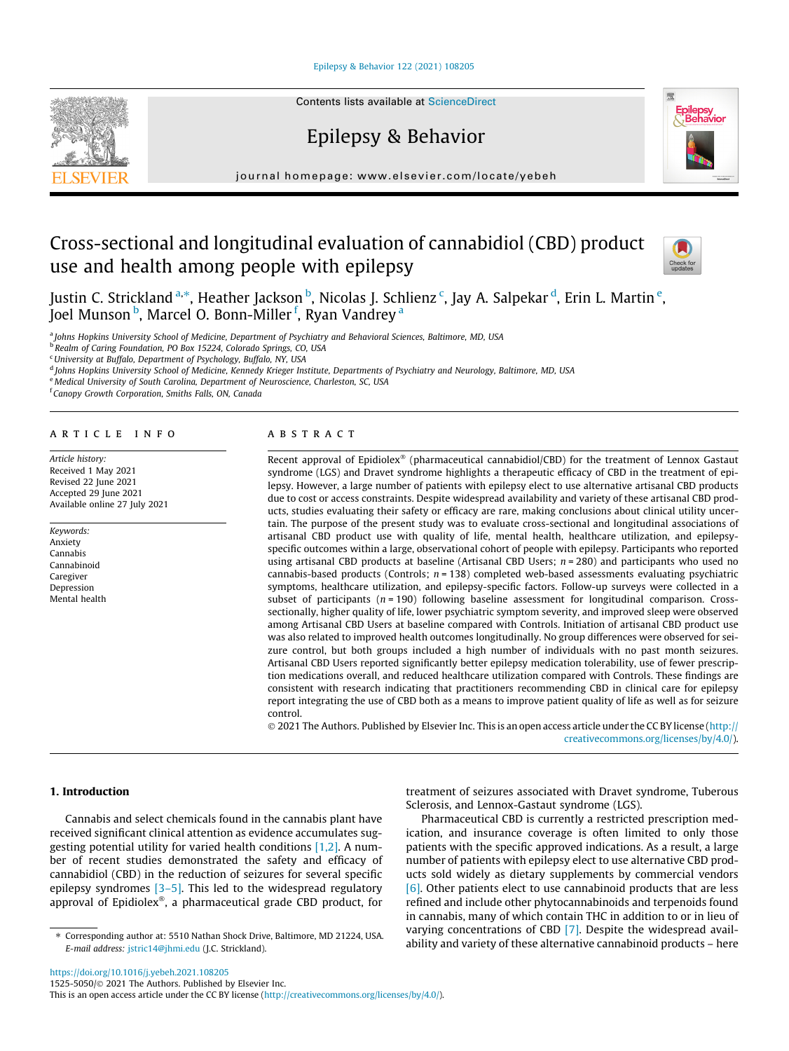# Cross-sectional and longitudinal evaluation of cannabidiol (CBD) product use and health among people with epilepsy

Justin C. Strickland [a,*], Heather Jackson [b], Nicolas J. Schlienz [c], Jay A. Salpekar [d], Erin L. Martin [e], Joel Munson [b], Marcel O. Bonn-Miller [f], Ryan Vandrey [a]

[a] Johns Hopkins University School of Medicine, Department of Psychiatry and Behavioral Sciences, Baltimore, MD, USA
[b] Realm of Caring Foundation, PO Box 15224, Colorado Springs, CO, USA
[c] University at Buffalo, Department of Psychology, Buffalo, NY, USA
[d] Johns Hopkins University School of Medicine, Kennedy Krieger Institute, Departments of Psychiatry and Neurology, Baltimore, MD, USA
[e] Medical University of South Carolina, Department of Neuroscience, Charleston, SC, USA
[f] Canopy Growth Corporation, Smiths Falls, ON, Canada

## ARTICLE INFO

*Article history:*
Received 1 May 2021
Revised 22 June 2021
Accepted 29 June 2021
Available online 27 July 2021

*Keywords:*
Anxiety
Cannabis
Cannabinoid
Caregiver
Depression
Mental health

## ABSTRACT

Recent approval of Epidiolex® (pharmaceutical cannabidiol/CBD) for the treatment of Lennox Gastaut syndrome (LGS) and Dravet syndrome highlights a therapeutic efficacy of CBD in the treatment of epilepsy. However, a large number of patients with epilepsy elect to use alternative artisanal CBD products due to cost or access constraints. Despite widespread availability and variety of these artisanal CBD products, studies evaluating their safety or efficacy are rare, making conclusions about clinical utility uncertain. The purpose of the present study was to evaluate cross-sectional and longitudinal associations of artisanal CBD product use with quality of life, mental health, healthcare utilization, and epilepsy-specific outcomes within a large, observational cohort of people with epilepsy. Participants who reported using artisanal CBD products at baseline (Artisanal CBD Users; $n = 280$) and participants who used no cannabis-based products (Controls; $n = 138$) completed web-based assessments evaluating psychiatric symptoms, healthcare utilization, and epilepsy-specific factors. Follow-up surveys were collected in a subset of participants ($n = 190$) following baseline assessment for longitudinal comparison. Cross-sectionally, higher quality of life, lower psychiatric symptom severity, and improved sleep were observed among Artisanal CBD Users at baseline compared with Controls. Initiation of artisanal CBD product use was also related to improved health outcomes longitudinally. No group differences were observed for seizure control, but both groups included a high number of individuals with no past month seizures. Artisanal CBD Users reported significantly better epilepsy medication tolerability, use of fewer prescription medications overall, and reduced healthcare utilization compared with Controls. These findings are consistent with research indicating that practitioners recommending CBD in clinical care for epilepsy report integrating the use of CBD both as a means to improve patient quality of life as well as for seizure control.

© 2021 The Authors. Published by Elsevier Inc. This is an open access article under the CC BY license (http://creativecommons.org/licenses/by/4.0/).

## 1. Introduction

Cannabis and select chemicals found in the cannabis plant have received significant clinical attention as evidence accumulates suggesting potential utility for varied health conditions [1,2]. A number of recent studies demonstrated the safety and efficacy of cannabidiol (CBD) in the reduction of seizures for several specific epilepsy syndromes [3–5]. This led to the widespread regulatory approval of Epidiolex®, a pharmaceutical grade CBD product, for treatment of seizures associated with Dravet syndrome, Tuberous Sclerosis, and Lennox-Gastaut syndrome (LGS).

Pharmaceutical CBD is currently a restricted prescription medication, and insurance coverage is often limited to only those patients with the specific approved indications. As a result, a large number of patients with epilepsy elect to use alternative CBD products sold widely as dietary supplements by commercial vendors [6]. Other patients elect to use cannabinoid products that are less refined and include other phytocannabinoids and terpenoids found in cannabis, many of which contain THC in addition to or in lieu of varying concentrations of CBD [7]. Despite the widespread availability and variety of these alternative cannabinoid products – here

\* Corresponding author at: 5510 Nathan Shock Drive, Baltimore, MD 21224, USA.
*E-mail address:* jstric14@jhmi.edu (J.C. Strickland).

https://doi.org/10.1016/j.yebeh.2021.108205
1525-5050/© 2021 The Authors. Published by Elsevier Inc.
This is an open access article under the CC BY license (http://creativecommons.org/licenses/by/4.0/).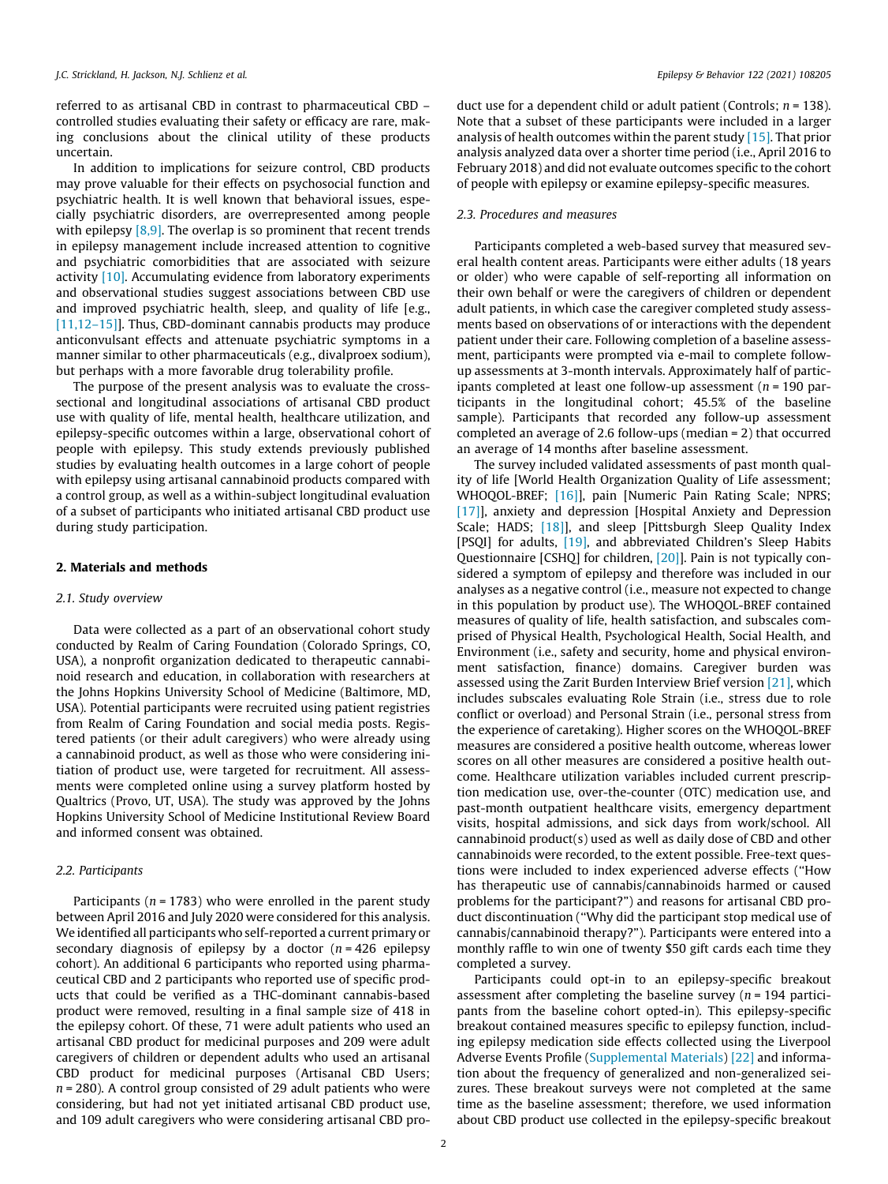referred to as artisanal CBD in contrast to pharmaceutical CBD – controlled studies evaluating their safety or efficacy are rare, making conclusions about the clinical utility of these products uncertain.

In addition to implications for seizure control, CBD products may prove valuable for their effects on psychosocial function and psychiatric health. It is well known that behavioral issues, especially psychiatric disorders, are overrepresented among people with epilepsy [8,9]. The overlap is so prominent that recent trends in epilepsy management include increased attention to cognitive and psychiatric comorbidities that are associated with seizure activity [10]. Accumulating evidence from laboratory experiments and observational studies suggest associations between CBD use and improved psychiatric health, sleep, and quality of life [e.g., [11,12–15]]. Thus, CBD-dominant cannabis products may produce anticonvulsant effects and attenuate psychiatric symptoms in a manner similar to other pharmaceuticals (e.g., divalproex sodium), but perhaps with a more favorable drug tolerability profile.

The purpose of the present analysis was to evaluate the cross-sectional and longitudinal associations of artisanal CBD product use with quality of life, mental health, healthcare utilization, and epilepsy-specific outcomes within a large, observational cohort of people with epilepsy. This study extends previously published studies by evaluating health outcomes in a large cohort of people with epilepsy using artisanal cannabinoid products compared with a control group, as well as a within-subject longitudinal evaluation of a subset of participants who initiated artisanal CBD product use during study participation.

## 2. Materials and methods

### 2.1. Study overview

Data were collected as a part of an observational cohort study conducted by Realm of Caring Foundation (Colorado Springs, CO, USA), a nonprofit organization dedicated to therapeutic cannabinoid research and education, in collaboration with researchers at the Johns Hopkins University School of Medicine (Baltimore, MD, USA). Potential participants were recruited using patient registries from Realm of Caring Foundation and social media posts. Registered patients (or their adult caregivers) who were already using a cannabinoid product, as well as those who were considering initiation of product use, were targeted for recruitment. All assessments were completed online using a survey platform hosted by Qualtrics (Provo, UT, USA). The study was approved by the Johns Hopkins University School of Medicine Institutional Review Board and informed consent was obtained.

### 2.2. Participants

Participants ($n$ = 1783) who were enrolled in the parent study between April 2016 and July 2020 were considered for this analysis. We identified all participants who self-reported a current primary or secondary diagnosis of epilepsy by a doctor ($n$ = 426 epilepsy cohort). An additional 6 participants who reported using pharmaceutical CBD and 2 participants who reported use of specific products that could be verified as a THC-dominant cannabis-based product were removed, resulting in a final sample size of 418 in the epilepsy cohort. Of these, 71 were adult patients who used an artisanal CBD product for medicinal purposes and 209 were adult caregivers of children or dependent adults who used an artisanal CBD product for medicinal purposes (Artisanal CBD Users; $n$ = 280). A control group consisted of 29 adult patients who were considering, but had not yet initiated artisanal CBD product use, and 109 adult caregivers who were considering artisanal CBD product use for a dependent child or adult patient (Controls; $n$ = 138). Note that a subset of these participants were included in a larger analysis of health outcomes within the parent study [15]. That prior analysis analyzed data over a shorter time period (i.e., April 2016 to February 2018) and did not evaluate outcomes specific to the cohort of people with epilepsy or examine epilepsy-specific measures.

### 2.3. Procedures and measures

Participants completed a web-based survey that measured several health content areas. Participants were either adults (18 years or older) who were capable of self-reporting all information on their own behalf or were the caregivers of children or dependent adult patients, in which case the caregiver completed study assessments based on observations of or interactions with the dependent patient under their care. Following completion of a baseline assessment, participants were prompted via e-mail to complete follow-up assessments at 3-month intervals. Approximately half of participants completed at least one follow-up assessment ($n$ = 190 participants in the longitudinal cohort; 45.5% of the baseline sample). Participants that recorded any follow-up assessment completed an average of 2.6 follow-ups (median = 2) that occurred an average of 14 months after baseline assessment.

The survey included validated assessments of past month quality of life [World Health Organization Quality of Life assessment; WHOQOL-BREF; [16]], pain [Numeric Pain Rating Scale; NPRS; [17]], anxiety and depression [Hospital Anxiety and Depression Scale; HADS; [18]], and sleep [Pittsburgh Sleep Quality Index [PSQI] for adults, [19], and abbreviated Children's Sleep Habits Questionnaire [CSHQ] for children, [20]]. Pain is not typically considered a symptom of epilepsy and therefore was included in our analyses as a negative control (i.e., measure not expected to change in this population by product use). The WHOQOL-BREF contained measures of quality of life, health satisfaction, and subscales comprised of Physical Health, Psychological Health, Social Health, and Environment (i.e., safety and security, home and physical environment satisfaction, finance) domains. Caregiver burden was assessed using the Zarit Burden Interview Brief version [21], which includes subscales evaluating Role Strain (i.e., stress due to role conflict or overload) and Personal Strain (i.e., personal stress from the experience of caretaking). Higher scores on the WHOQOL-BREF measures are considered a positive health outcome, whereas lower scores on all other measures are considered a positive health outcome. Healthcare utilization variables included current prescription medication use, over-the-counter (OTC) medication use, and past-month outpatient healthcare visits, emergency department visits, hospital admissions, and sick days from work/school. All cannabinoid product(s) used as well as daily dose of CBD and other cannabinoids were recorded, to the extent possible. Free-text questions were included to index experienced adverse effects ("How has therapeutic use of cannabis/cannabinoids harmed or caused problems for the participant?") and reasons for artisanal CBD product discontinuation ("Why did the participant stop medical use of cannabis/cannabinoid therapy?"). Participants were entered into a monthly raffle to win one of twenty $50 gift cards each time they completed a survey.

Participants could opt-in to an epilepsy-specific breakout assessment after completing the baseline survey ($n$ = 194 participants from the baseline cohort opted-in). This epilepsy-specific breakout contained measures specific to epilepsy function, including epilepsy medication side effects collected using the Liverpool Adverse Events Profile (Supplemental Materials) [22] and information about the frequency of generalized and non-generalized seizures. These breakout surveys were not completed at the same time as the baseline assessment; therefore, we used information about CBD product use collected in the epilepsy-specific breakout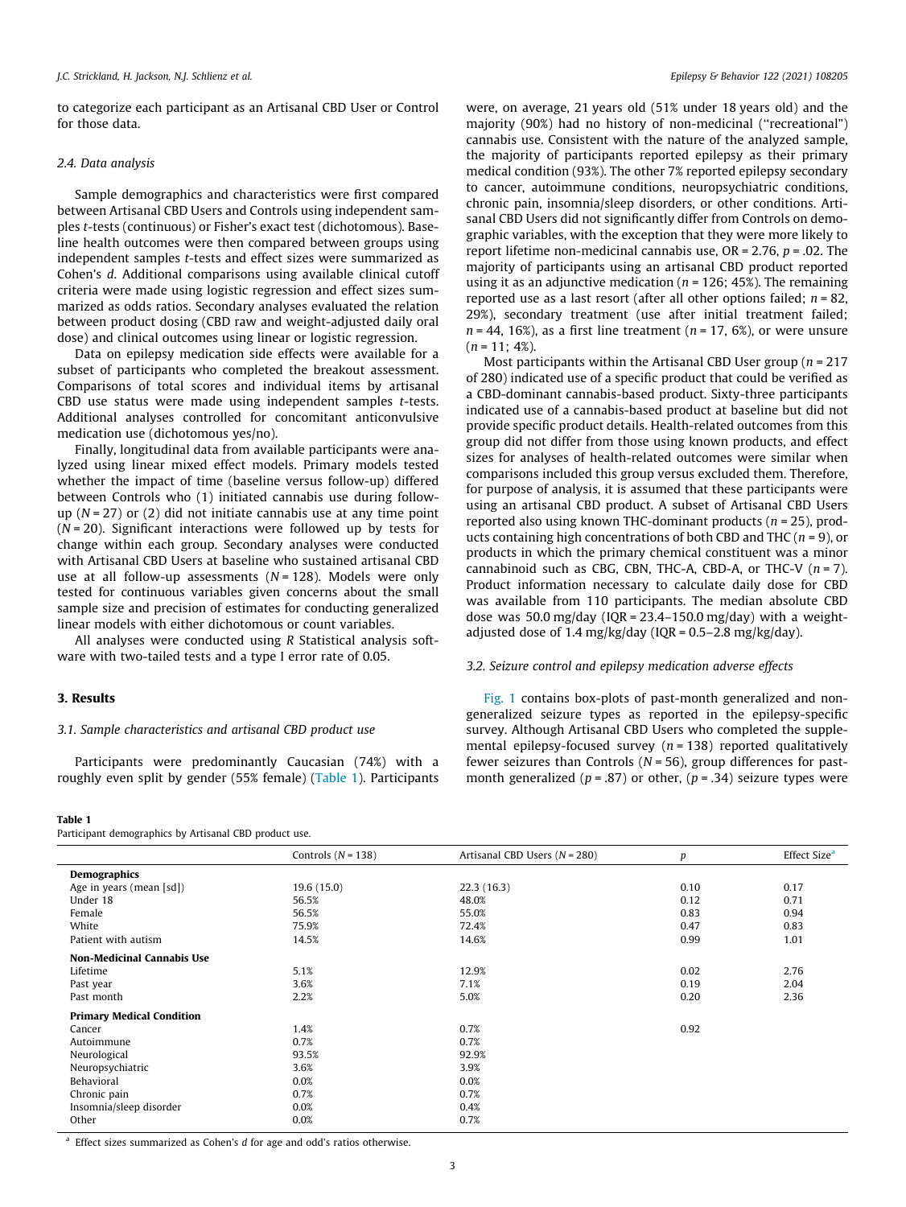to categorize each participant as an Artisanal CBD User or Control for those data.

### 2.4. Data analysis

Sample demographics and characteristics were first compared between Artisanal CBD Users and Controls using independent samples *t*-tests (continuous) or Fisher's exact test (dichotomous). Baseline health outcomes were then compared between groups using independent samples *t*-tests and effect sizes were summarized as Cohen's *d*. Additional comparisons using available clinical cutoff criteria were made using logistic regression and effect sizes summarized as odds ratios. Secondary analyses evaluated the relation between product dosing (CBD raw and weight-adjusted daily oral dose) and clinical outcomes using linear or logistic regression.

Data on epilepsy medication side effects were available for a subset of participants who completed the breakout assessment. Comparisons of total scores and individual items by artisanal CBD use status were made using independent samples *t*-tests. Additional analyses controlled for concomitant anticonvulsive medication use (dichotomous yes/no).

Finally, longitudinal data from available participants were analyzed using linear mixed effect models. Primary models tested whether the impact of time (baseline versus follow-up) differed between Controls who (1) initiated cannabis use during follow-up ($N = 27$) or (2) did not initiate cannabis use at any time point ($N = 20$). Significant interactions were followed up by tests for change within each group. Secondary analyses were conducted with Artisanal CBD Users at baseline who sustained artisanal CBD use at all follow-up assessments ($N = 128$). Models were only tested for continuous variables given concerns about the small sample size and precision of estimates for conducting generalized linear models with either dichotomous or count variables.

All analyses were conducted using *R* Statistical analysis software with two-tailed tests and a type I error rate of 0.05.

## 3. Results

### 3.1. Sample characteristics and artisanal CBD product use

Participants were predominantly Caucasian (74%) with a roughly even split by gender (55% female) (Table 1). Participants were, on average, 21 years old (51% under 18 years old) and the majority (90%) had no history of non-medicinal ("recreational") cannabis use. Consistent with the nature of the analyzed sample, the majority of participants reported epilepsy as their primary medical condition (93%). The other 7% reported epilepsy secondary to cancer, autoimmune conditions, neuropsychiatric conditions, chronic pain, insomnia/sleep disorders, or other conditions. Artisanal CBD Users did not significantly differ from Controls on demographic variables, with the exception that they were more likely to report lifetime non-medicinal cannabis use, OR = 2.76, $p = .02$. The majority of participants using an artisanal CBD product reported using it as an adjunctive medication ($n = 126$; 45%). The remaining reported use as a last resort (after all other options failed; $n = 82$, 29%), secondary treatment (use after initial treatment failed; $n = 44$, 16%), as a first line treatment ($n = 17$, 6%), or were unsure ($n = 11$; 4%).

Most participants within the Artisanal CBD User group ($n = 217$ of 280) indicated use of a specific product that could be verified as a CBD-dominant cannabis-based product. Sixty-three participants indicated use of a cannabis-based product at baseline but did not provide specific product details. Health-related outcomes from this group did not differ from those using known products, and effect sizes for analyses of health-related outcomes were similar when comparisons included this group versus excluded them. Therefore, for purpose of analysis, it is assumed that these participants were using an artisanal CBD product. A subset of Artisanal CBD Users reported also using known THC-dominant products ($n = 25$), products containing high concentrations of both CBD and THC ($n = 9$), or products in which the primary chemical constituent was a minor cannabinoid such as CBG, CBN, THC-A, CBD-A, or THC-V ($n = 7$). Product information necessary to calculate daily dose for CBD was available from 110 participants. The median absolute CBD dose was 50.0 mg/day (IQR = 23.4–150.0 mg/day) with a weight-adjusted dose of 1.4 mg/kg/day (IQR = 0.5–2.8 mg/kg/day).

### 3.2. Seizure control and epilepsy medication adverse effects

Fig. 1 contains box-plots of past-month generalized and non-generalized seizure types as reported in the epilepsy-specific survey. Although Artisanal CBD Users who completed the supplemental epilepsy-focused survey ($n = 138$) reported qualitatively fewer seizures than Controls ($N = 56$), group differences for past-month generalized ($p = .87$) or other, ($p = .34$) seizure types were

**Table 1**
Participant demographics by Artisanal CBD product use.

| | Controls ($N = 138$) | Artisanal CBD Users ($N = 280$) | *p* | Effect Size[a] |
|---|---|---|---|---|
| **Demographics** | | | | |
| Age in years (mean [sd]) | 19.6 (15.0) | 22.3 (16.3) | 0.10 | 0.17 |
| Under 18 | 56.5% | 48.0% | 0.12 | 0.71 |
| Female | 56.5% | 55.0% | 0.83 | 0.94 |
| White | 75.9% | 72.4% | 0.47 | 0.83 |
| Patient with autism | 14.5% | 14.6% | 0.99 | 1.01 |
| **Non-Medicinal Cannabis Use** | | | | |
| Lifetime | 5.1% | 12.9% | 0.02 | 2.76 |
| Past year | 3.6% | 7.1% | 0.19 | 2.04 |
| Past month | 2.2% | 5.0% | 0.20 | 2.36 |
| **Primary Medical Condition** | | | | |
| Cancer | 1.4% | 0.7% | 0.92 | |
| Autoimmune | 0.7% | 0.7% | | |
| Neurological | 93.5% | 92.9% | | |
| Neuropsychiatric | 3.6% | 3.9% | | |
| Behavioral | 0.0% | 0.0% | | |
| Chronic pain | 0.7% | 0.7% | | |
| Insomnia/sleep disorder | 0.0% | 0.4% | | |
| Other | 0.0% | 0.7% | | |

[a] Effect sizes summarized as Cohen's *d* for age and odd's ratios otherwise.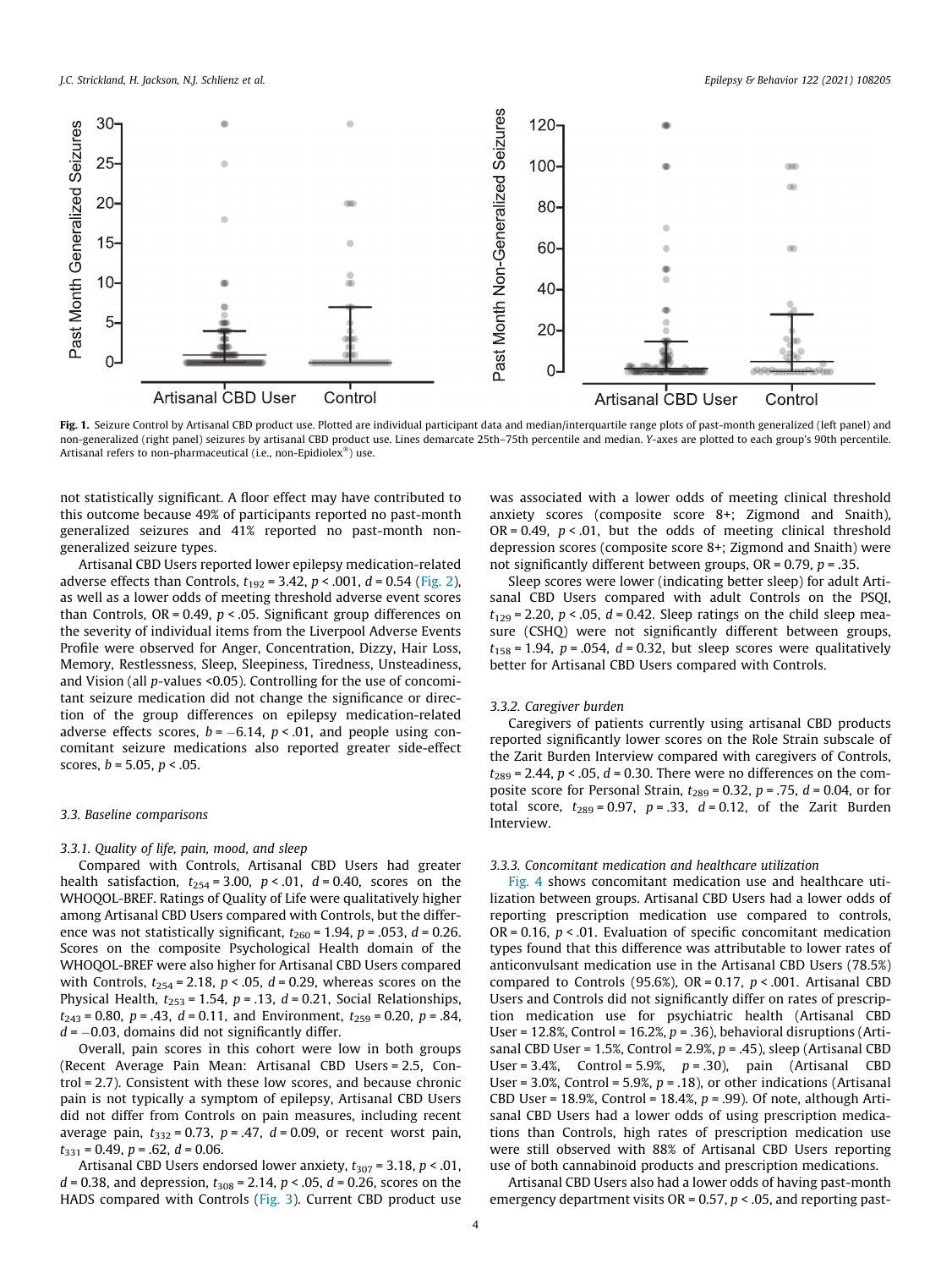Fig. 1. Seizure Control by Artisanal CBD product use. Plotted are individual participant data and median/interquartile range plots of past-month generalized (left panel) and non-generalized (right panel) seizures by artisanal CBD product use. Lines demarcate 25th–75th percentile and median. Y-axes are plotted to each group's 90th percentile. Artisanal refers to non-pharmaceutical (i.e., non-Epidiolex®) use.

not statistically significant. A floor effect may have contributed to this outcome because 49% of participants reported no past-month generalized seizures and 41% reported no past-month non-generalized seizure types.

Artisanal CBD Users reported lower epilepsy medication-related adverse effects than Controls, $t_{192} = 3.42$, $p < .001$, $d = 0.54$ (Fig. 2), as well as a lower odds of meeting threshold adverse event scores than Controls, OR = 0.49, $p < .05$. Significant group differences on the severity of individual items from the Liverpool Adverse Events Profile were observed for Anger, Concentration, Dizzy, Hair Loss, Memory, Restlessness, Sleep, Sleepiness, Tiredness, Unsteadiness, and Vision (all $p$-values <0.05). Controlling for the use of concomitant seizure medication did not change the significance or direction of the group differences on epilepsy medication-related adverse effects scores, $b = -6.14$, $p < .01$, and people using concomitant seizure medications also reported greater side-effect scores, $b = 5.05$, $p < .05$.

### 3.3. Baseline comparisons

#### 3.3.1. Quality of life, pain, mood, and sleep

Compared with Controls, Artisanal CBD Users had greater health satisfaction, $t_{254} = 3.00$, $p < .01$, $d = 0.40$, scores on the WHOQOL-BREF. Ratings of Quality of Life were qualitatively higher among Artisanal CBD Users compared with Controls, but the difference was not statistically significant, $t_{260} = 1.94$, $p = .053$, $d = 0.26$. Scores on the composite Psychological Health domain of the WHOQOL-BREF were also higher for Artisanal CBD Users compared with Controls, $t_{254} = 2.18$, $p < .05$, $d = 0.29$, whereas scores on the Physical Health, $t_{253} = 1.54$, $p = .13$, $d = 0.21$, Social Relationships, $t_{243} = 0.80$, $p = .43$, $d = 0.11$, and Environment, $t_{259} = 0.20$, $p = .84$, $d = -0.03$, domains did not significantly differ.

Overall, pain scores in this cohort were low in both groups (Recent Average Pain Mean: Artisanal CBD Users = 2.5, Control = 2.7). Consistent with these low scores, and because chronic pain is not typically a symptom of epilepsy, Artisanal CBD Users did not differ from Controls on pain measures, including recent average pain, $t_{332} = 0.73$, $p = .47$, $d = 0.09$, or recent worst pain, $t_{331} = 0.49$, $p = .62$, $d = 0.06$.

Artisanal CBD Users endorsed lower anxiety, $t_{307} = 3.18$, $p < .01$, $d = 0.38$, and depression, $t_{308} = 2.14$, $p < .05$, $d = 0.26$, scores on the HADS compared with Controls (Fig. 3). Current CBD product use was associated with a lower odds of meeting clinical threshold anxiety scores (composite score 8+; Zigmond and Snaith), OR = 0.49, $p < .01$, but the odds of meeting clinical threshold depression scores (composite score 8+; Zigmond and Snaith) were not significantly different between groups, OR = 0.79, $p = .35$.

Sleep scores were lower (indicating better sleep) for adult Artisanal CBD Users compared with adult Controls on the PSQI, $t_{129} = 2.20$, $p < .05$, $d = 0.42$. Sleep ratings on the child sleep measure (CSHQ) were not significantly different between groups, $t_{158} = 1.94$, $p = .054$, $d = 0.32$, but sleep scores were qualitatively better for Artisanal CBD Users compared with Controls.

#### 3.3.2. Caregiver burden

Caregivers of patients currently using artisanal CBD products reported significantly lower scores on the Role Strain subscale of the Zarit Burden Interview compared with caregivers of Controls, $t_{289} = 2.44$, $p < .05$, $d = 0.30$. There were no differences on the composite score for Personal Strain, $t_{289} = 0.32$, $p = .75$, $d = 0.04$, or for total score, $t_{289} = 0.97$, $p = .33$, $d = 0.12$, of the Zarit Burden Interview.

#### 3.3.3. Concomitant medication and healthcare utilization

Fig. 4 shows concomitant medication use and healthcare utilization between groups. Artisanal CBD Users had a lower odds of reporting prescription medication use compared to controls, OR = 0.16, $p < .01$. Evaluation of specific concomitant medication types found that this difference was attributable to lower rates of anticonvulsant medication use in the Artisanal CBD Users (78.5%) compared to Controls (95.6%), OR = 0.17, $p < .001$. Artisanal CBD Users and Controls did not significantly differ on rates of prescription medication use for psychiatric health (Artisanal CBD User = 12.8%, Control = 16.2%, $p = .36$), behavioral disruptions (Artisanal CBD User = 1.5%, Control = 2.9%, $p = .45$), sleep (Artisanal CBD User = 3.4%, Control = 5.9%, $p = .30$), pain (Artisanal CBD User = 3.0%, Control = 5.9%, $p = .18$), or other indications (Artisanal CBD User = 18.9%, Control = 18.4%, $p = .99$). Of note, although Artisanal CBD Users had a lower odds of using prescription medications than Controls, high rates of prescription medication use were still observed with 88% of Artisanal CBD Users reporting use of both cannabinoid products and prescription medications.

Artisanal CBD Users also had a lower odds of having past-month emergency department visits OR = 0.57, $p < .05$, and reporting past-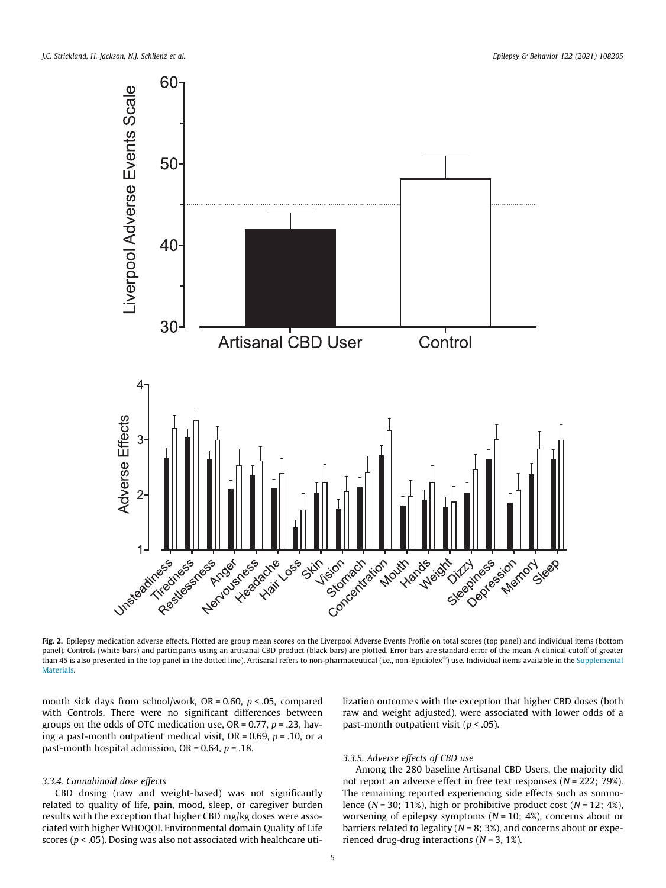**Fig. 2.** Epilepsy medication adverse effects. Plotted are group mean scores on the Liverpool Adverse Events Profile on total scores (top panel) and individual items (bottom panel). Controls (white bars) and participants using an artisanal CBD product (black bars) are plotted. Error bars are standard error of the mean. A clinical cutoff of greater than 45 is also presented in the top panel in the dotted line). Artisanal refers to non-pharmaceutical (i.e., non-Epidiolex®) use. Individual items available in the Supplemental Materials.

month sick days from school/work, OR = 0.60, $p < .05$, compared with Controls. There were no significant differences between groups on the odds of OTC medication use, OR = 0.77, $p = .23$, having a past-month outpatient medical visit, OR = 0.69, $p = .10$, or a past-month hospital admission, OR = 0.64, $p = .18$.

### 3.3.4. Cannabinoid dose effects

CBD dosing (raw and weight-based) was not significantly related to quality of life, pain, mood, sleep, or caregiver burden results with the exception that higher CBD mg/kg doses were associated with higher WHOQOL Environmental domain Quality of Life scores ($p < .05$). Dosing was also not associated with healthcare utilization outcomes with the exception that higher CBD doses (both raw and weight adjusted), were associated with lower odds of a past-month outpatient visit ($p < .05$).

### 3.3.5. Adverse effects of CBD use

Among the 280 baseline Artisanal CBD Users, the majority did not report an adverse effect in free text responses ($N = 222$; 79%). The remaining reported experiencing side effects such as somnolence ($N = 30$; 11%), high or prohibitive product cost ($N = 12$; 4%), worsening of epilepsy symptoms ($N = 10$; 4%), concerns about or barriers related to legality ($N = 8$; 3%), and concerns about or experienced drug-drug interactions ($N = 3$, 1%).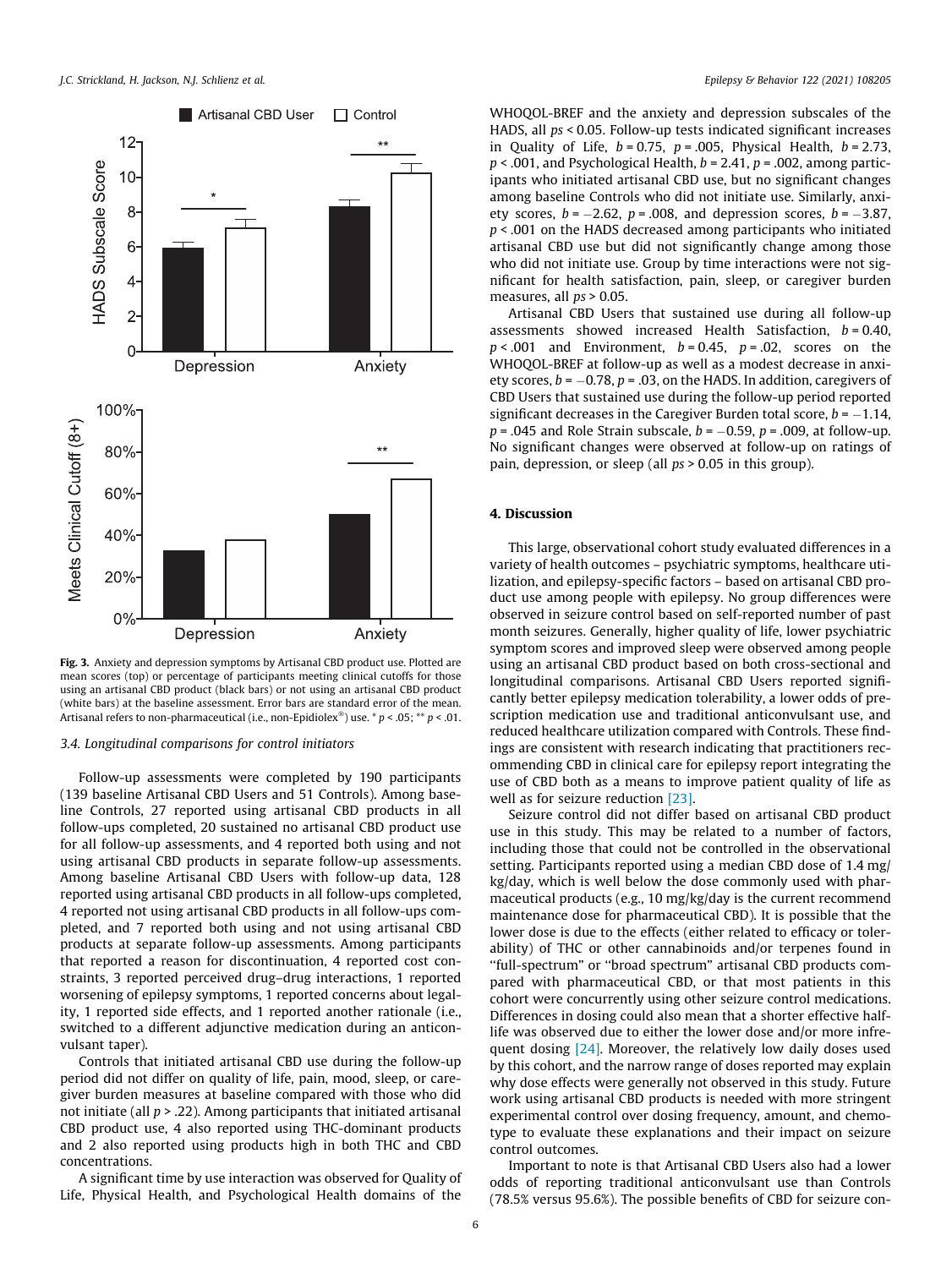Fig. 3. Anxiety and depression symptoms by Artisanal CBD product use. Plotted are mean scores (top) or percentage of participants meeting clinical cutoffs for those using an artisanal CBD product (black bars) or not using an artisanal CBD product (white bars) at the baseline assessment. Error bars are standard error of the mean. Artisanal refers to non-pharmaceutical (i.e., non-Epidiolex®) use. * $p < .05$; ** $p < .01$.

### 3.4. Longitudinal comparisons for control initiators

Follow-up assessments were completed by 190 participants (139 baseline Artisanal CBD Users and 51 Controls). Among baseline Controls, 27 reported using artisanal CBD products in all follow-ups completed, 20 sustained no artisanal CBD product use for all follow-up assessments, and 4 reported both using and not using artisanal CBD products in separate follow-up assessments. Among baseline Artisanal CBD Users with follow-up data, 128 reported using artisanal CBD products in all follow-ups completed, 4 reported not using artisanal CBD products in all follow-ups completed, and 7 reported both using and not using artisanal CBD products at separate follow-up assessments. Among participants that reported a reason for discontinuation, 4 reported cost constraints, 3 reported perceived drug–drug interactions, 1 reported worsening of epilepsy symptoms, 1 reported concerns about legality, 1 reported side effects, and 1 reported another rationale (i.e., switched to a different adjunctive medication during an anticonvulsant taper).

Controls that initiated artisanal CBD use during the follow-up period did not differ on quality of life, pain, mood, sleep, or caregiver burden measures at baseline compared with those who did not initiate (all $p > .22$). Among participants that initiated artisanal CBD product use, 4 also reported using THC-dominant products and 2 also reported using products high in both THC and CBD concentrations.

A significant time by use interaction was observed for Quality of Life, Physical Health, and Psychological Health domains of the WHOQOL-BREF and the anxiety and depression subscales of the HADS, all $ps < 0.05$. Follow-up tests indicated significant increases in Quality of Life, $b = 0.75$, $p = .005$, Physical Health, $b = 2.73$, $p < .001$, and Psychological Health, $b = 2.41$, $p = .002$, among participants who initiated artisanal CBD use, but no significant changes among baseline Controls who did not initiate use. Similarly, anxiety scores, $b = -2.62$, $p = .008$, and depression scores, $b = -3.87$, $p < .001$ on the HADS decreased among participants who initiated artisanal CBD use but did not significantly change among those who did not initiate use. Group by time interactions were not significant for health satisfaction, pain, sleep, or caregiver burden measures, all $ps > 0.05$.

Artisanal CBD Users that sustained use during all follow-up assessments showed increased Health Satisfaction, $b = 0.40$, $p < .001$ and Environment, $b = 0.45$, $p = .02$, scores on the WHOQOL-BREF at follow-up as well as a modest decrease in anxiety scores, $b = -0.78$, $p = .03$, on the HADS. In addition, caregivers of CBD Users that sustained use during the follow-up period reported significant decreases in the Caregiver Burden total score, $b = -1.14$, $p = .045$ and Role Strain subscale, $b = -0.59$, $p = .009$, at follow-up. No significant changes were observed at follow-up on ratings of pain, depression, or sleep (all $ps > 0.05$ in this group).

## 4. Discussion

This large, observational cohort study evaluated differences in a variety of health outcomes – psychiatric symptoms, healthcare utilization, and epilepsy-specific factors – based on artisanal CBD product use among people with epilepsy. No group differences were observed in seizure control based on self-reported number of past month seizures. Generally, higher quality of life, lower psychiatric symptom scores and improved sleep were observed among people using an artisanal CBD product based on both cross-sectional and longitudinal comparisons. Artisanal CBD Users reported significantly better epilepsy medication tolerability, a lower odds of prescription medication use and traditional anticonvulsant use, and reduced healthcare utilization compared with Controls. These findings are consistent with research indicating that practitioners recommending CBD in clinical care for epilepsy report integrating the use of CBD both as a means to improve patient quality of life as well as for seizure reduction [23].

Seizure control did not differ based on artisanal CBD product use in this study. This may be related to a number of factors, including those that could not be controlled in the observational setting. Participants reported using a median CBD dose of 1.4 mg/kg/day, which is well below the dose commonly used with pharmaceutical products (e.g., 10 mg/kg/day is the current recommend maintenance dose for pharmaceutical CBD). It is possible that the lower dose is due to the effects (either related to efficacy or tolerability) of THC or other cannabinoids and/or terpenes found in "full-spectrum" or "broad spectrum" artisanal CBD products compared with pharmaceutical CBD, or that most patients in this cohort were concurrently using other seizure control medications. Differences in dosing could also mean that a shorter effective half-life was observed due to either the lower dose and/or more infrequent dosing [24]. Moreover, the relatively low daily doses used by this cohort, and the narrow range of doses reported may explain why dose effects were generally not observed in this study. Future work using artisanal CBD products is needed with more stringent experimental control over dosing frequency, amount, and chemotype to evaluate these explanations and their impact on seizure control outcomes.

Important to note is that Artisanal CBD Users also had a lower odds of reporting traditional anticonvulsant use than Controls (78.5% versus 95.6%). The possible benefits of CBD for seizure con-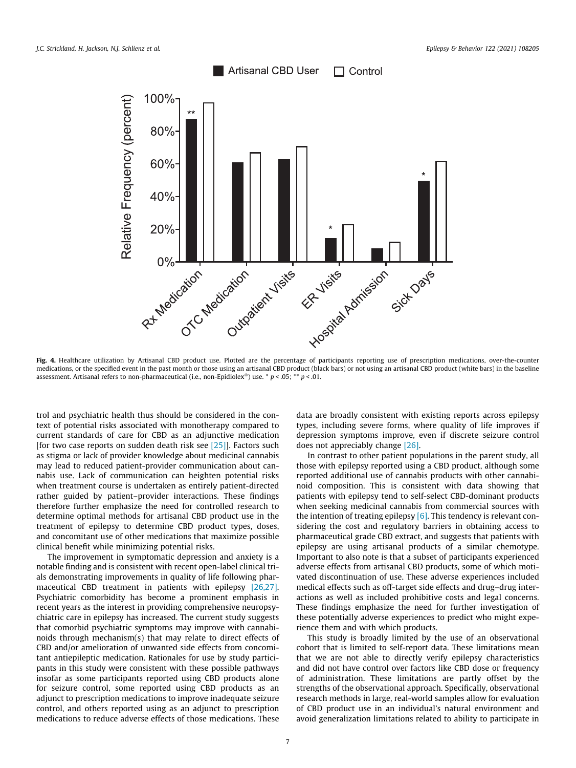Fig. 4. Healthcare utilization by Artisanal CBD product use. Plotted are the percentage of participants reporting use of prescription medications, over-the-counter medications, or the specified event in the past month or those using an artisanal CBD product (black bars) or not using an artisanal CBD product (white bars) in the baseline assessment. Artisanal refers to non-pharmaceutical (i.e., non-Epidiolex®) use. * $p < .05$; ** $p < .01$.

trol and psychiatric health thus should be considered in the context of potential risks associated with monotherapy compared to current standards of care for CBD as an adjunctive medication [for two case reports on sudden death risk see [25]]. Factors such as stigma or lack of provider knowledge about medicinal cannabis may lead to reduced patient-provider communication about cannabis use. Lack of communication can heighten potential risks when treatment course is undertaken as entirely patient-directed rather guided by patient–provider interactions. These findings therefore further emphasize the need for controlled research to determine optimal methods for artisanal CBD product use in the treatment of epilepsy to determine CBD product types, doses, and concomitant use of other medications that maximize possible clinical benefit while minimizing potential risks.

The improvement in symptomatic depression and anxiety is a notable finding and is consistent with recent open-label clinical trials demonstrating improvements in quality of life following pharmaceutical CBD treatment in patients with epilepsy [26,27]. Psychiatric comorbidity has become a prominent emphasis in recent years as the interest in providing comprehensive neuropsychiatric care in epilepsy has increased. The current study suggests that comorbid psychiatric symptoms may improve with cannabinoids through mechanism(s) that may relate to direct effects of CBD and/or amelioration of unwanted side effects from concomitant antiepileptic medication. Rationales for use by study participants in this study were consistent with these possible pathways insofar as some participants reported using CBD products alone for seizure control, some reported using CBD products as an adjunct to prescription medications to improve inadequate seizure control, and others reported using as an adjunct to prescription medications to reduce adverse effects of those medications. These data are broadly consistent with existing reports across epilepsy types, including severe forms, where quality of life improves if depression symptoms improve, even if discrete seizure control does not appreciably change [26].

In contrast to other patient populations in the parent study, all those with epilepsy reported using a CBD product, although some reported additional use of cannabis products with other cannabinoid composition. This is consistent with data showing that patients with epilepsy tend to self-select CBD-dominant products when seeking medicinal cannabis from commercial sources with the intention of treating epilepsy [6]. This tendency is relevant considering the cost and regulatory barriers in obtaining access to pharmaceutical grade CBD extract, and suggests that patients with epilepsy are using artisanal products of a similar chemotype. Important to also note is that a subset of participants experienced adverse effects from artisanal CBD products, some of which motivated discontinuation of use. These adverse experiences included medical effects such as off-target side effects and drug–drug interactions as well as included prohibitive costs and legal concerns. These findings emphasize the need for further investigation of these potentially adverse experiences to predict who might experience them and with which products.

This study is broadly limited by the use of an observational cohort that is limited to self-report data. These limitations mean that we are not able to directly verify epilepsy characteristics and did not have control over factors like CBD dose or frequency of administration. These limitations are partly offset by the strengths of the observational approach. Specifically, observational research methods in large, real-world samples allow for evaluation of CBD product use in an individual's natural environment and avoid generalization limitations related to ability to participate in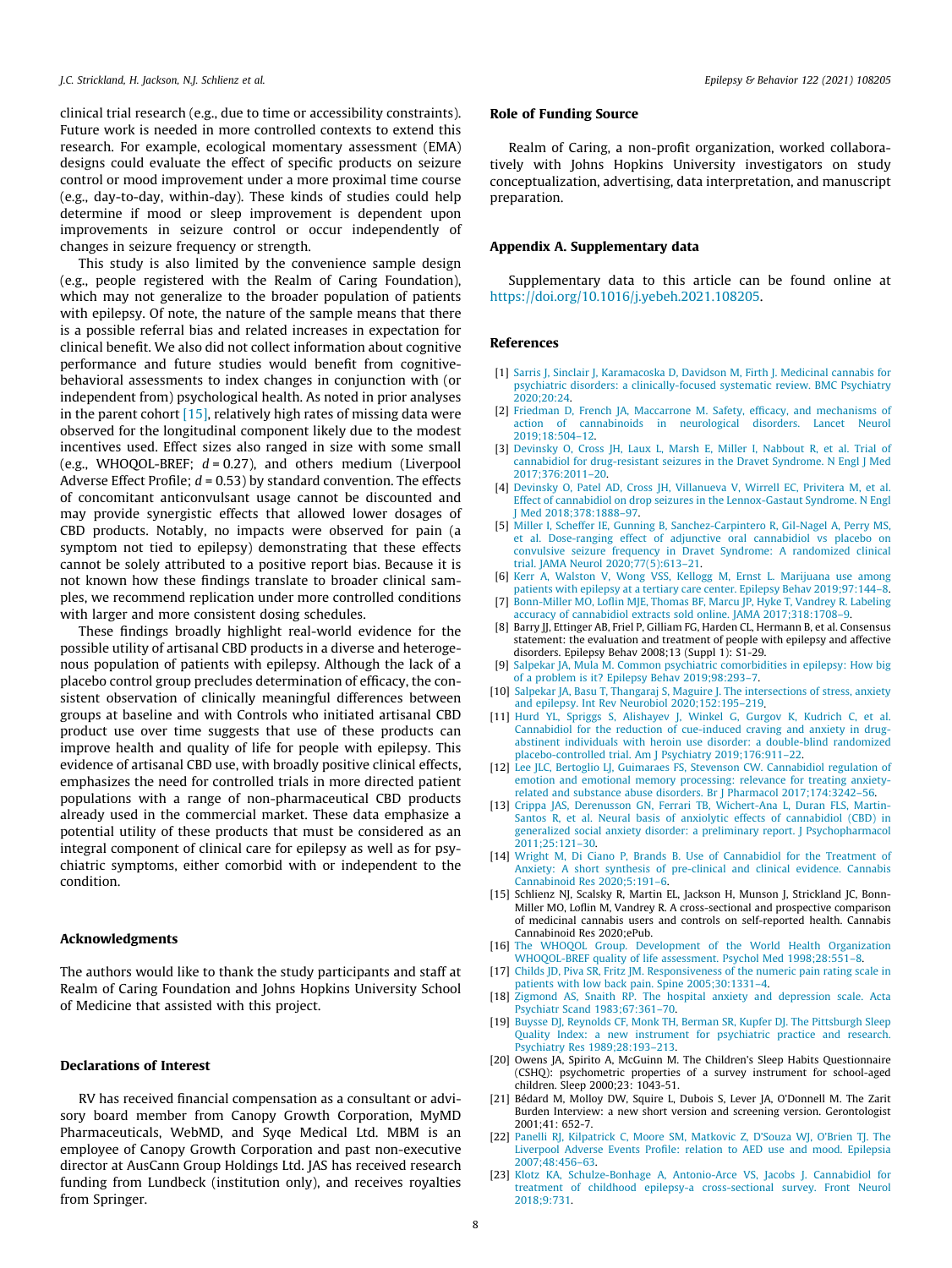clinical trial research (e.g., due to time or accessibility constraints). Future work is needed in more controlled contexts to extend this research. For example, ecological momentary assessment (EMA) designs could evaluate the effect of specific products on seizure control or mood improvement under a more proximal time course (e.g., day-to-day, within-day). These kinds of studies could help determine if mood or sleep improvement is dependent upon improvements in seizure control or occur independently of changes in seizure frequency or strength.

This study is also limited by the convenience sample design (e.g., people registered with the Realm of Caring Foundation), which may not generalize to the broader population of patients with epilepsy. Of note, the nature of the sample means that there is a possible referral bias and related increases in expectation for clinical benefit. We also did not collect information about cognitive performance and future studies would benefit from cognitive-behavioral assessments to index changes in conjunction with (or independent from) psychological health. As noted in prior analyses in the parent cohort [15], relatively high rates of missing data were observed for the longitudinal component likely due to the modest incentives used. Effect sizes also ranged in size with some small (e.g., WHOQOL-BREF; $d = 0.27$), and others medium (Liverpool Adverse Effect Profile; $d = 0.53$) by standard convention. The effects of concomitant anticonvulsant usage cannot be discounted and may provide synergistic effects that allowed lower dosages of CBD products. Notably, no impacts were observed for pain (a symptom not tied to epilepsy) demonstrating that these effects cannot be solely attributed to a positive report bias. Because it is not known how these findings translate to broader clinical samples, we recommend replication under more controlled conditions with larger and more consistent dosing schedules.

These findings broadly highlight real-world evidence for the possible utility of artisanal CBD products in a diverse and heterogeneous population of patients with epilepsy. Although the lack of a placebo control group precludes determination of efficacy, the consistent observation of clinically meaningful differences between groups at baseline and with Controls who initiated artisanal CBD product use over time suggests that use of these products can improve health and quality of life for people with epilepsy. This evidence of artisanal CBD use, with broadly positive clinical effects, emphasizes the need for controlled trials in more directed patient populations with a range of non-pharmaceutical CBD products already used in the commercial market. These data emphasize a potential utility of these products that must be considered as an integral component of clinical care for epilepsy as well as for psychiatric symptoms, either comorbid with or independent to the condition.

## Acknowledgments

The authors would like to thank the study participants and staff at Realm of Caring Foundation and Johns Hopkins University School of Medicine that assisted with this project.

## Declarations of Interest

RV has received financial compensation as a consultant or advisory board member from Canopy Growth Corporation, MyMD Pharmaceuticals, WebMD, and Syqe Medical Ltd. MBM is an employee of Canopy Growth Corporation and past non-executive director at AusCann Group Holdings Ltd. JAS has received research funding from Lundbeck (institution only), and receives royalties from Springer.

## Role of Funding Source

Realm of Caring, a non-profit organization, worked collaboratively with Johns Hopkins University investigators on study conceptualization, advertising, data interpretation, and manuscript preparation.

## Appendix A. Supplementary data

Supplementary data to this article can be found online at https://doi.org/10.1016/j.yebeh.2021.108205.

## References

[1] Sarris J, Sinclair J, Karamacoska D, Davidson M, Firth J. Medicinal cannabis for psychiatric disorders: a clinically-focused systematic review. BMC Psychiatry 2020;20:24.

[2] Friedman D, French JA, Maccarrone M. Safety, efficacy, and mechanisms of action of cannabinoids in neurological disorders. Lancet Neurol 2019;18:504–12.

[3] Devinsky O, Cross JH, Laux L, Marsh E, Miller I, Nabbout R, et al. Trial of cannabidiol for drug-resistant seizures in the Dravet Syndrome. N Engl J Med 2017;376:2011–20.

[4] Devinsky O, Patel AD, Cross JH, Villanueva V, Wirrell EC, Privitera M, et al. Effect of cannabidiol on drop seizures in the Lennox-Gastaut Syndrome. N Engl J Med 2018;378:1888–97.

[5] Miller I, Scheffer IE, Gunning B, Sanchez-Carpintero R, Gil-Nagel A, Perry MS, et al. Dose-ranging effect of adjunctive oral cannabidiol vs placebo on convulsive seizure frequency in Dravet Syndrome: A randomized clinical trial. JAMA Neurol 2020;77(5):613–21.

[6] Kerr A, Walston V, Wong VSS, Kellogg M, Ernst L. Marijuana use among patients with epilepsy at a tertiary care center. Epilepsy Behav 2019;97:144–8.

[7] Bonn-Miller MO, Loflin MJE, Thomas BF, Marcu JP, Hyke T, Vandrey R. Labeling accuracy of cannabidiol extracts sold online. JAMA 2017;318:1708–9.

[8] Barry JJ, Ettinger AB, Friel P, Gilliam FG, Harden CL, Hermann B, et al. Consensus statement: the evaluation and treatment of people with epilepsy and affective disorders. Epilepsy Behav 2008;13 (Suppl 1): S1-29.

[9] Salpekar JA, Mula M. Common psychiatric comorbidities in epilepsy: How big of a problem is it? Epilepsy Behav 2019;98:293–7.

[10] Salpekar JA, Basu T, Thangaraj S, Maguire J. The intersections of stress, anxiety and epilepsy. Int Rev Neurobiol 2020;152:195–219.

[11] Hurd YL, Spriggs S, Alishayev J, Winkel G, Gurgov K, Kudrich C, et al. Cannabidiol for the reduction of cue-induced craving and anxiety in drug-abstinent individuals with heroin use disorder: a double-blind randomized placebo-controlled trial. Am J Psychiatry 2019;176:911–22.

[12] Lee JLC, Bertoglio LJ, Guimaraes FS, Stevenson CW. Cannabidiol regulation of emotion and emotional memory processing: relevance for treating anxiety-related and substance abuse disorders. Br J Pharmacol 2017;174:3242–56.

[13] Crippa JAS, Derenusson GN, Ferrari TB, Wichert-Ana L, Duran FLS, Martin-Santos R, et al. Neural basis of anxiolytic effects of cannabidiol (CBD) in generalized social anxiety disorder: a preliminary report. J Psychopharmacol 2011;25:121–30.

[14] Wright M, Di Ciano P, Brands B. Use of Cannabidiol for the Treatment of Anxiety: A short synthesis of pre-clinical and clinical evidence. Cannabis Cannabinoid Res 2020;5:191–6.

[15] Schlienz NJ, Scalsky R, Martin EL, Jackson H, Munson J, Strickland JC, Bonn-Miller MO, Loflin M, Vandrey R. A cross-sectional and prospective comparison of medicinal cannabis users and controls on self-reported health. Cannabis Cannabinoid Res 2020;ePub.

[16] The WHOQOL Group. Development of the World Health Organization WHOQOL-BREF quality of life assessment. Psychol Med 1998;28:551–8.

[17] Childs JD, Piva SR, Fritz JM. Responsiveness of the numeric pain rating scale in patients with low back pain. Spine 2005;30:1331–4.

[18] Zigmond AS, Snaith RP. The hospital anxiety and depression scale. Acta Psychiatr Scand 1983;67:361–70.

[19] Buysse DJ, Reynolds CF, Monk TH, Berman SR, Kupfer DJ. The Pittsburgh Sleep Quality Index: a new instrument for psychiatric practice and research. Psychiatry Res 1989;28:193–213.

[20] Owens JA, Spirito A, McGuinn M. The Children's Sleep Habits Questionnaire (CSHQ): psychometric properties of a survey instrument for school-aged children. Sleep 2000;23: 1043-51.

[21] Bédard M, Molloy DW, Squire L, Dubois S, Lever JA, O'Donnell M. The Zarit Burden Interview: a new short version and screening version. Gerontologist 2001;41: 652-7.

[22] Panelli RJ, Kilpatrick C, Moore SM, Matkovic Z, D'Souza WJ, O'Brien TJ. The Liverpool Adverse Events Profile: relation to AED use and mood. Epilepsia 2007;48:456–63.

[23] Klotz KA, Schulze-Bonhage A, Antonio-Arce VS, Jacobs J. Cannabidiol for treatment of childhood epilepsy-a cross-sectional survey. Front Neurol 2018;9:731.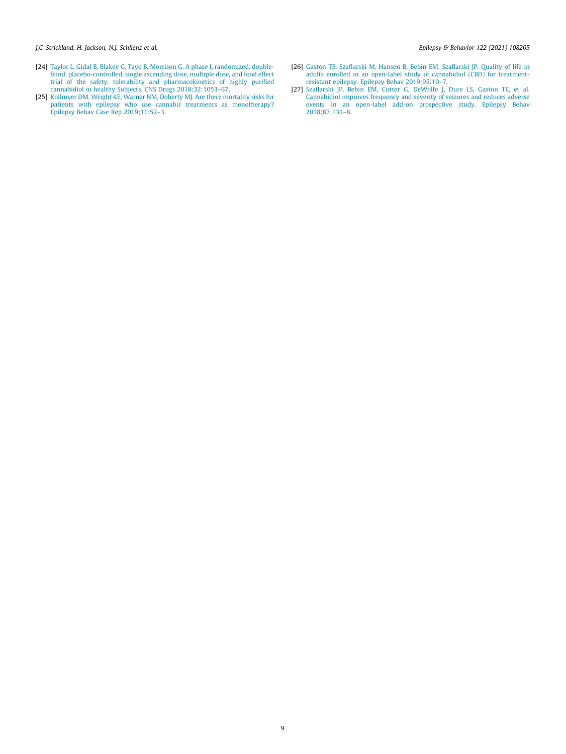[24] Taylor L, Gidal B, Blakey G, Tayo B, Morrison G. A phase I, randomized, double-blind, placebo-controlled, single ascending dose, multiple dose, and food effect trial of the safety, tolerability and pharmacokinetics of highly purified cannabidiol in healthy Subjects. CNS Drugs 2018;32:1053–67.

[25] Kollmyer DM, Wright KE, Warner NM, Doherty MJ. Are there mortality risks for patients with epilepsy who use cannabis treatments as monotherapy? Epilepsy Behav Case Rep 2019;11:52–3.

[26] Gaston TE, Szaflarski M, Hansen B, Bebin EM, Szaflarski JP. Quality of life in adults enrolled in an open-label study of cannabidiol (CBD) for treatment-resistant epilepsy. Epilepsy Behav 2019;95:10–7.

[27] Szaflarski JP, Bebin EM, Cutter G, DeWolfe J, Dure LS, Gaston TE, et al. Cannabidiol improves frequency and severity of seizures and reduces adverse events in an open-label add-on prospective study. Epilepsy Behav 2018;87:131–6.